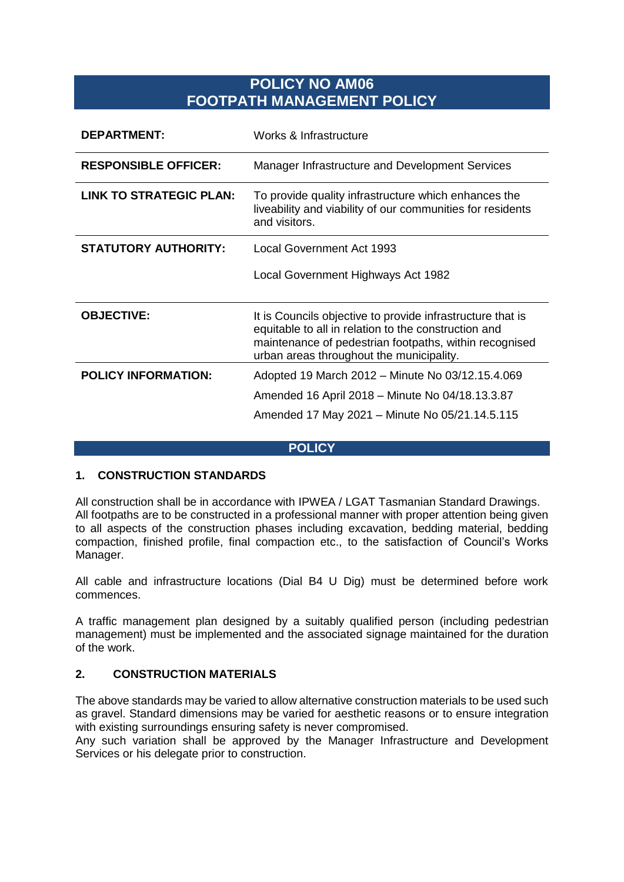# POLICY NO AM06
# FOOTPATH MANAGEMENT POLICY

| | |
|---|---|
| **DEPARTMENT:** | Works & Infrastructure |
| **RESPONSIBLE OFFICER:** | Manager Infrastructure and Development Services |
| **LINK TO STRATEGIC PLAN:** | To provide quality infrastructure which enhances the liveability and viability of our communities for residents and visitors. |
| **STATUTORY AUTHORITY:** | Local Government Act 1993<br><br>Local Government Highways Act 1982 |
| **OBJECTIVE:** | It is Councils objective to provide infrastructure that is equitable to all in relation to the construction and maintenance of pedestrian footpaths, within recognised urban areas throughout the municipality. |
| **POLICY INFORMATION:** | Adopted 19 March 2012 – Minute No 03/12.15.4.069<br><br>Amended 16 April 2018 – Minute No 04/18.13.3.87<br><br>Amended 17 May 2021 – Minute No 05/21.14.5.115 |

## POLICY

### 1. CONSTRUCTION STANDARDS

All construction shall be in accordance with IPWEA / LGAT Tasmanian Standard Drawings. All footpaths are to be constructed in a professional manner with proper attention being given to all aspects of the construction phases including excavation, bedding material, bedding compaction, finished profile, final compaction etc., to the satisfaction of Council's Works Manager.

All cable and infrastructure locations (Dial B4 U Dig) must be determined before work commences.

A traffic management plan designed by a suitably qualified person (including pedestrian management) must be implemented and the associated signage maintained for the duration of the work.

### 2. CONSTRUCTION MATERIALS

The above standards may be varied to allow alternative construction materials to be used such as gravel. Standard dimensions may be varied for aesthetic reasons or to ensure integration with existing surroundings ensuring safety is never compromised.
Any such variation shall be approved by the Manager Infrastructure and Development Services or his delegate prior to construction.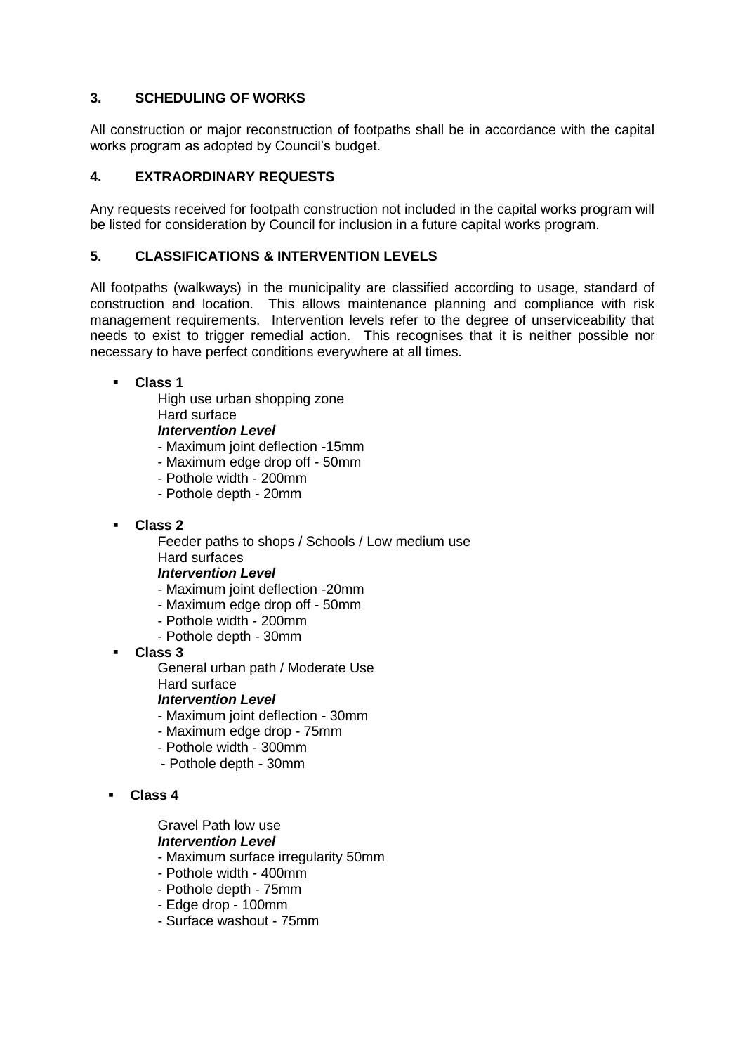## 3. SCHEDULING OF WORKS

All construction or major reconstruction of footpaths shall be in accordance with the capital works program as adopted by Council's budget.

## 4. EXTRAORDINARY REQUESTS

Any requests received for footpath construction not included in the capital works program will be listed for consideration by Council for inclusion in a future capital works program.

## 5. CLASSIFICATIONS & INTERVENTION LEVELS

All footpaths (walkways) in the municipality are classified according to usage, standard of construction and location. This allows maintenance planning and compliance with risk management requirements. Intervention levels refer to the degree of unserviceability that needs to exist to trigger remedial action. This recognises that it is neither possible nor necessary to have perfect conditions everywhere at all times.

- **Class 1**

  High use urban shopping zone
  Hard surface
  ***Intervention Level***
  - Maximum joint deflection -15mm
  - Maximum edge drop off - 50mm
  - Pothole width - 200mm
  - Pothole depth - 20mm

- **Class 2**

  Feeder paths to shops / Schools / Low medium use
  Hard surfaces
  ***Intervention Level***
  - Maximum joint deflection -20mm
  - Maximum edge drop off - 50mm
  - Pothole width - 200mm
  - Pothole depth - 30mm

- **Class 3**

  General urban path / Moderate Use
  Hard surface
  ***Intervention Level***
  - Maximum joint deflection - 30mm
  - Maximum edge drop - 75mm
  - Pothole width - 300mm
  - Pothole depth - 30mm

- **Class 4**

  Gravel Path low use
  ***Intervention Level***
  - Maximum surface irregularity 50mm
  - Pothole width - 400mm
  - Pothole depth - 75mm
  - Edge drop - 100mm
  - Surface washout - 75mm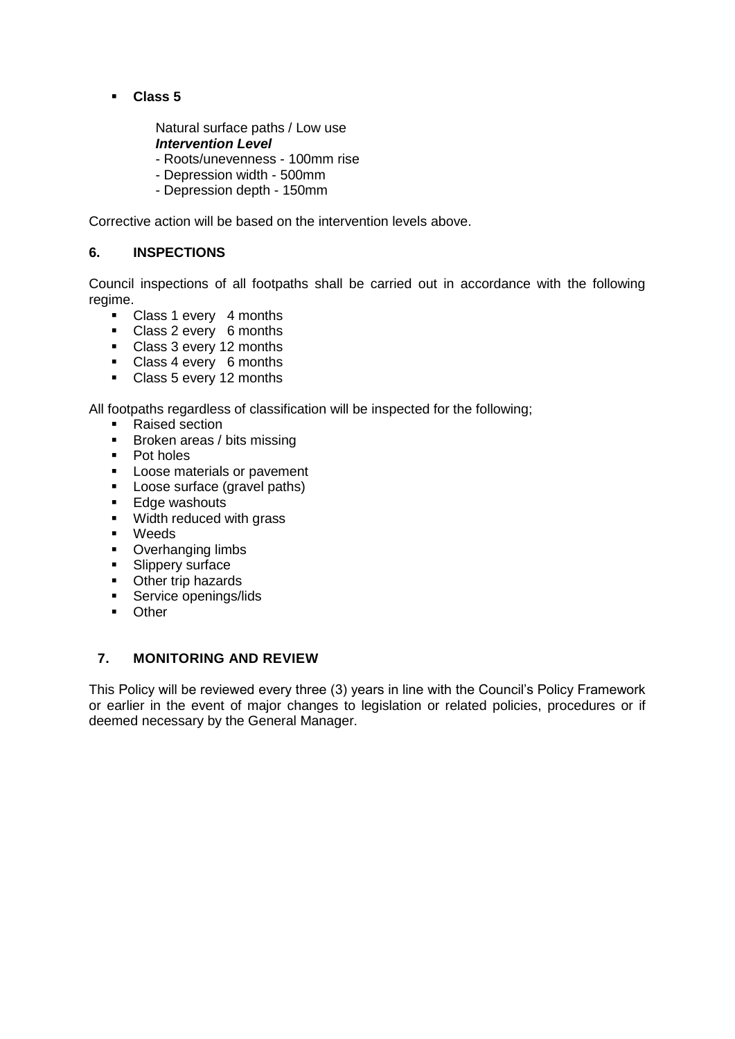- **Class 5**

  Natural surface paths / Low use
  ***Intervention Level***
  - Roots/unevenness - 100mm rise
  - Depression width - 500mm
  - Depression depth - 150mm

Corrective action will be based on the intervention levels above.

## 6. INSPECTIONS

Council inspections of all footpaths shall be carried out in accordance with the following regime.

- Class 1 every 4 months
- Class 2 every 6 months
- Class 3 every 12 months
- Class 4 every 6 months
- Class 5 every 12 months

All footpaths regardless of classification will be inspected for the following;

- Raised section
- Broken areas / bits missing
- Pot holes
- Loose materials or pavement
- Loose surface (gravel paths)
- Edge washouts
- Width reduced with grass
- Weeds
- Overhanging limbs
- Slippery surface
- Other trip hazards
- Service openings/lids
- Other

## 7. MONITORING AND REVIEW

This Policy will be reviewed every three (3) years in line with the Council's Policy Framework or earlier in the event of major changes to legislation or related policies, procedures or if deemed necessary by the General Manager.